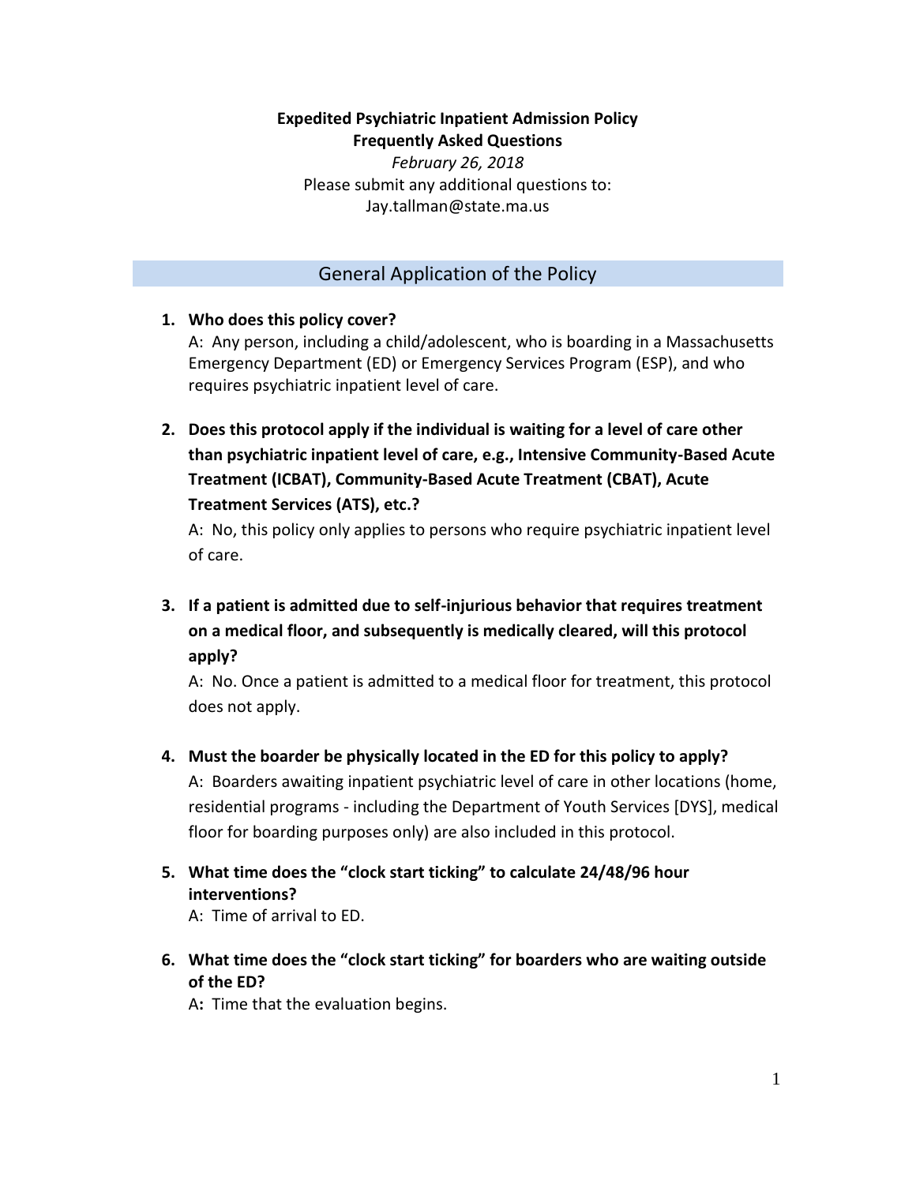**Expedited Psychiatric Inpatient Admission Policy**
**Frequently Asked Questions**

*February 26, 2018*

Please submit any additional questions to:
Jay.tallman@state.ma.us

## General Application of the Policy

1. **Who does this policy cover?**
   A: Any person, including a child/adolescent, who is boarding in a Massachusetts Emergency Department (ED) or Emergency Services Program (ESP), and who requires psychiatric inpatient level of care.

2. **Does this protocol apply if the individual is waiting for a level of care other than psychiatric inpatient level of care, e.g., Intensive Community-Based Acute Treatment (ICBAT), Community-Based Acute Treatment (CBAT), Acute Treatment Services (ATS), etc.?**
   A: No, this policy only applies to persons who require psychiatric inpatient level of care.

3. **If a patient is admitted due to self-injurious behavior that requires treatment on a medical floor, and subsequently is medically cleared, will this protocol apply?**
   A: No. Once a patient is admitted to a medical floor for treatment, this protocol does not apply.

4. **Must the boarder be physically located in the ED for this policy to apply?**
   A: Boarders awaiting inpatient psychiatric level of care in other locations (home, residential programs - including the Department of Youth Services [DYS], medical floor for boarding purposes only) are also included in this protocol.

5. **What time does the "clock start ticking" to calculate 24/48/96 hour interventions?**
   A: Time of arrival to ED.

6. **What time does the "clock start ticking" for boarders who are waiting outside of the ED?**
   A**:** Time that the evaluation begins.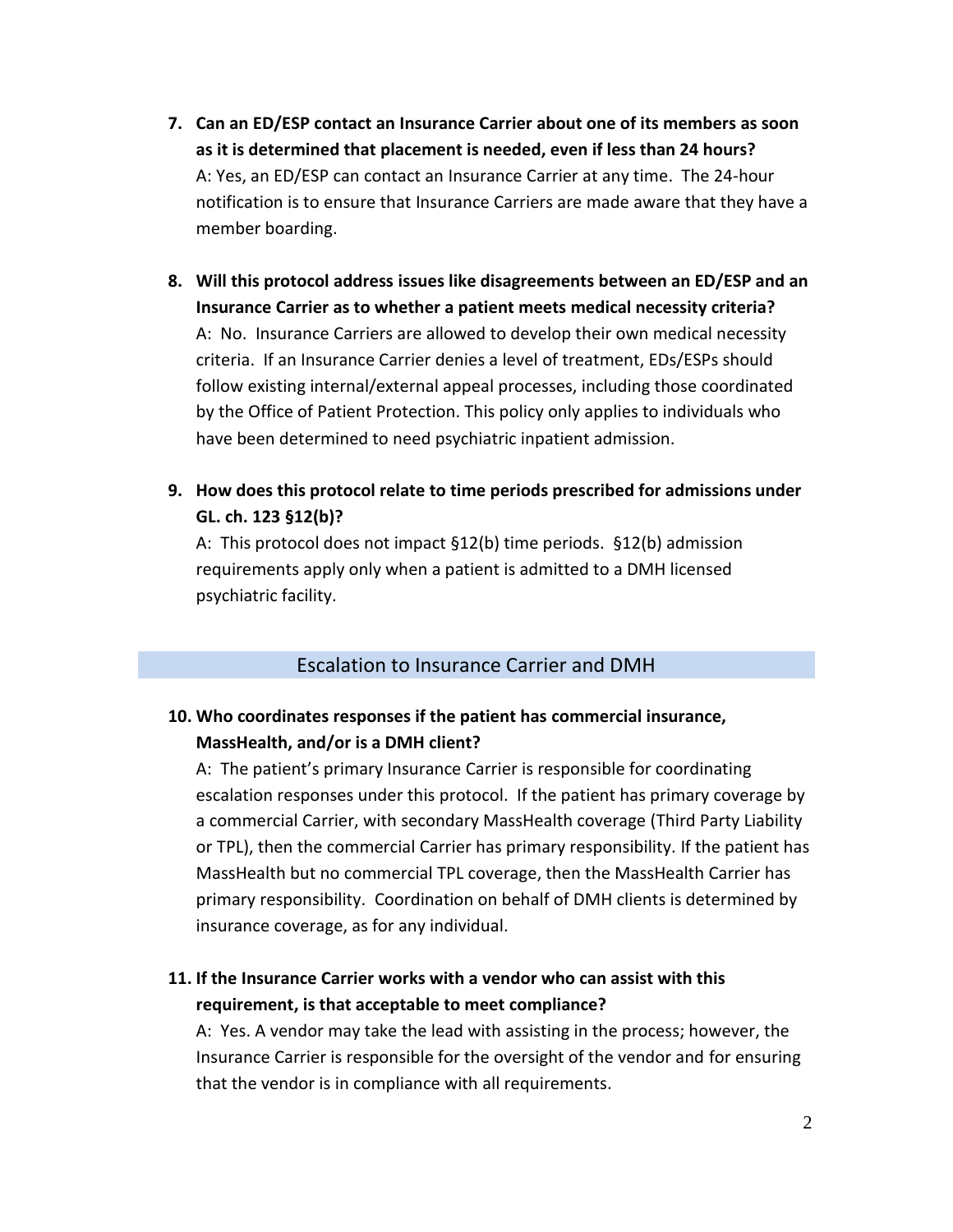**7. Can an ED/ESP contact an Insurance Carrier about one of its members as soon as it is determined that placement is needed, even if less than 24 hours?**

A: Yes, an ED/ESP can contact an Insurance Carrier at any time. The 24-hour notification is to ensure that Insurance Carriers are made aware that they have a member boarding.

**8. Will this protocol address issues like disagreements between an ED/ESP and an Insurance Carrier as to whether a patient meets medical necessity criteria?**

A: No. Insurance Carriers are allowed to develop their own medical necessity criteria. If an Insurance Carrier denies a level of treatment, EDs/ESPs should follow existing internal/external appeal processes, including those coordinated by the Office of Patient Protection. This policy only applies to individuals who have been determined to need psychiatric inpatient admission.

**9. How does this protocol relate to time periods prescribed for admissions under GL. ch. 123 §12(b)?**

A: This protocol does not impact §12(b) time periods. §12(b) admission requirements apply only when a patient is admitted to a DMH licensed psychiatric facility.

## Escalation to Insurance Carrier and DMH

**10. Who coordinates responses if the patient has commercial insurance, MassHealth, and/or is a DMH client?**

A: The patient's primary Insurance Carrier is responsible for coordinating escalation responses under this protocol. If the patient has primary coverage by a commercial Carrier, with secondary MassHealth coverage (Third Party Liability or TPL), then the commercial Carrier has primary responsibility. If the patient has MassHealth but no commercial TPL coverage, then the MassHealth Carrier has primary responsibility. Coordination on behalf of DMH clients is determined by insurance coverage, as for any individual.

**11. If the Insurance Carrier works with a vendor who can assist with this requirement, is that acceptable to meet compliance?**

A: Yes. A vendor may take the lead with assisting in the process; however, the Insurance Carrier is responsible for the oversight of the vendor and for ensuring that the vendor is in compliance with all requirements.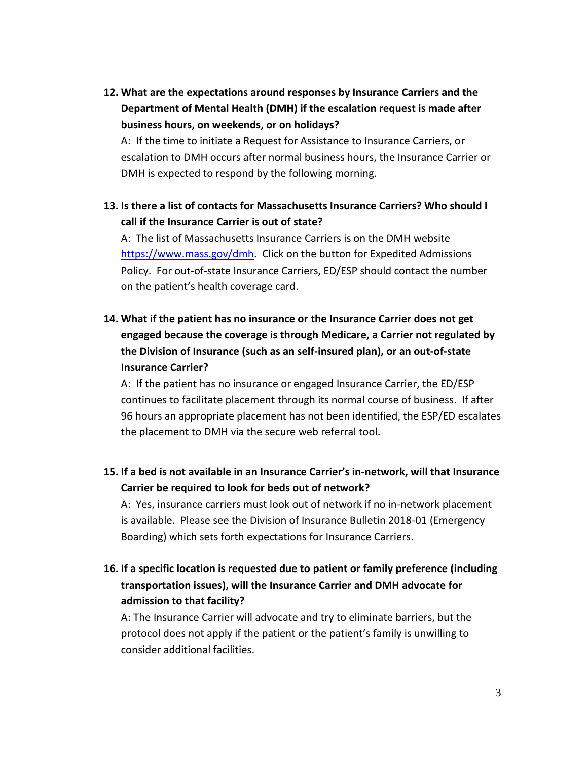**12. What are the expectations around responses by Insurance Carriers and the Department of Mental Health (DMH) if the escalation request is made after business hours, on weekends, or on holidays?**

A: If the time to initiate a Request for Assistance to Insurance Carriers, or escalation to DMH occurs after normal business hours, the Insurance Carrier or DMH is expected to respond by the following morning.

**13. Is there a list of contacts for Massachusetts Insurance Carriers? Who should I call if the Insurance Carrier is out of state?**

A: The list of Massachusetts Insurance Carriers is on the DMH website [https://www.mass.gov/dmh](https://www.mass.gov/dmh). Click on the button for Expedited Admissions Policy. For out-of-state Insurance Carriers, ED/ESP should contact the number on the patient's health coverage card.

**14. What if the patient has no insurance or the Insurance Carrier does not get engaged because the coverage is through Medicare, a Carrier not regulated by the Division of Insurance (such as an self-insured plan), or an out-of-state Insurance Carrier?**

A: If the patient has no insurance or engaged Insurance Carrier, the ED/ESP continues to facilitate placement through its normal course of business. If after 96 hours an appropriate placement has not been identified, the ESP/ED escalates the placement to DMH via the secure web referral tool.

**15. If a bed is not available in an Insurance Carrier's in-network, will that Insurance Carrier be required to look for beds out of network?**

A: Yes, insurance carriers must look out of network if no in-network placement is available. Please see the Division of Insurance Bulletin 2018-01 (Emergency Boarding) which sets forth expectations for Insurance Carriers.

**16. If a specific location is requested due to patient or family preference (including transportation issues), will the Insurance Carrier and DMH advocate for admission to that facility?**

A: The Insurance Carrier will advocate and try to eliminate barriers, but the protocol does not apply if the patient or the patient's family is unwilling to consider additional facilities.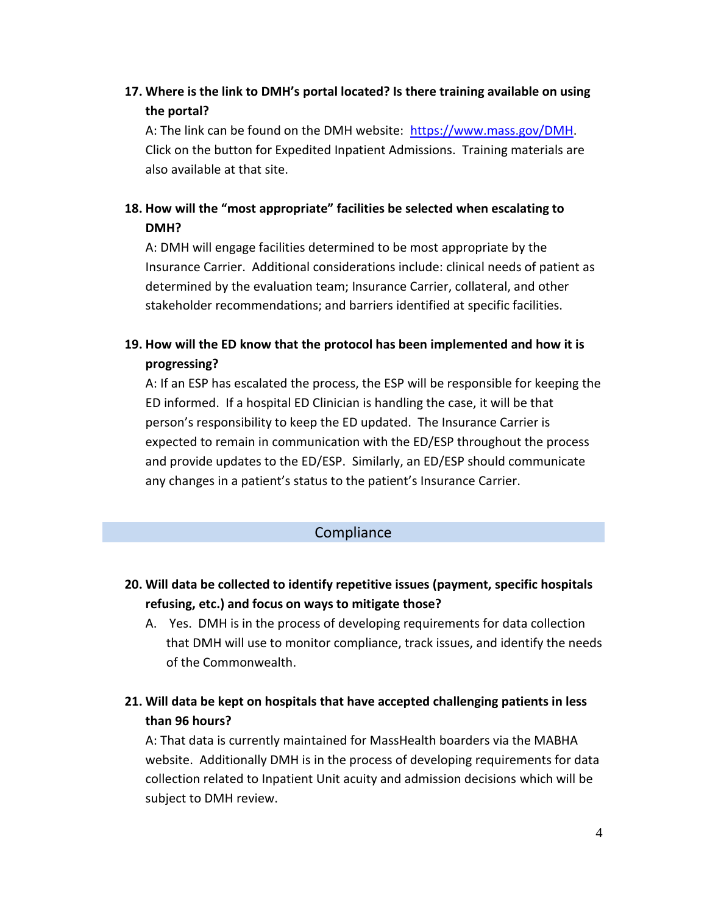17. **Where is the link to DMH's portal located? Is there training available on using the portal?**

    A: The link can be found on the DMH website: https://www.mass.gov/DMH. Click on the button for Expedited Inpatient Admissions. Training materials are also available at that site.

18. **How will the "most appropriate" facilities be selected when escalating to DMH?**

    A: DMH will engage facilities determined to be most appropriate by the Insurance Carrier. Additional considerations include: clinical needs of patient as determined by the evaluation team; Insurance Carrier, collateral, and other stakeholder recommendations; and barriers identified at specific facilities.

19. **How will the ED know that the protocol has been implemented and how it is progressing?**

    A: If an ESP has escalated the process, the ESP will be responsible for keeping the ED informed. If a hospital ED Clinician is handling the case, it will be that person's responsibility to keep the ED updated. The Insurance Carrier is expected to remain in communication with the ED/ESP throughout the process and provide updates to the ED/ESP. Similarly, an ED/ESP should communicate any changes in a patient's status to the patient's Insurance Carrier.

## Compliance

20. **Will data be collected to identify repetitive issues (payment, specific hospitals refusing, etc.) and focus on ways to mitigate those?**

    A. Yes. DMH is in the process of developing requirements for data collection that DMH will use to monitor compliance, track issues, and identify the needs of the Commonwealth.

21. **Will data be kept on hospitals that have accepted challenging patients in less than 96 hours?**

    A: That data is currently maintained for MassHealth boarders via the MABHA website. Additionally DMH is in the process of developing requirements for data collection related to Inpatient Unit acuity and admission decisions which will be subject to DMH review.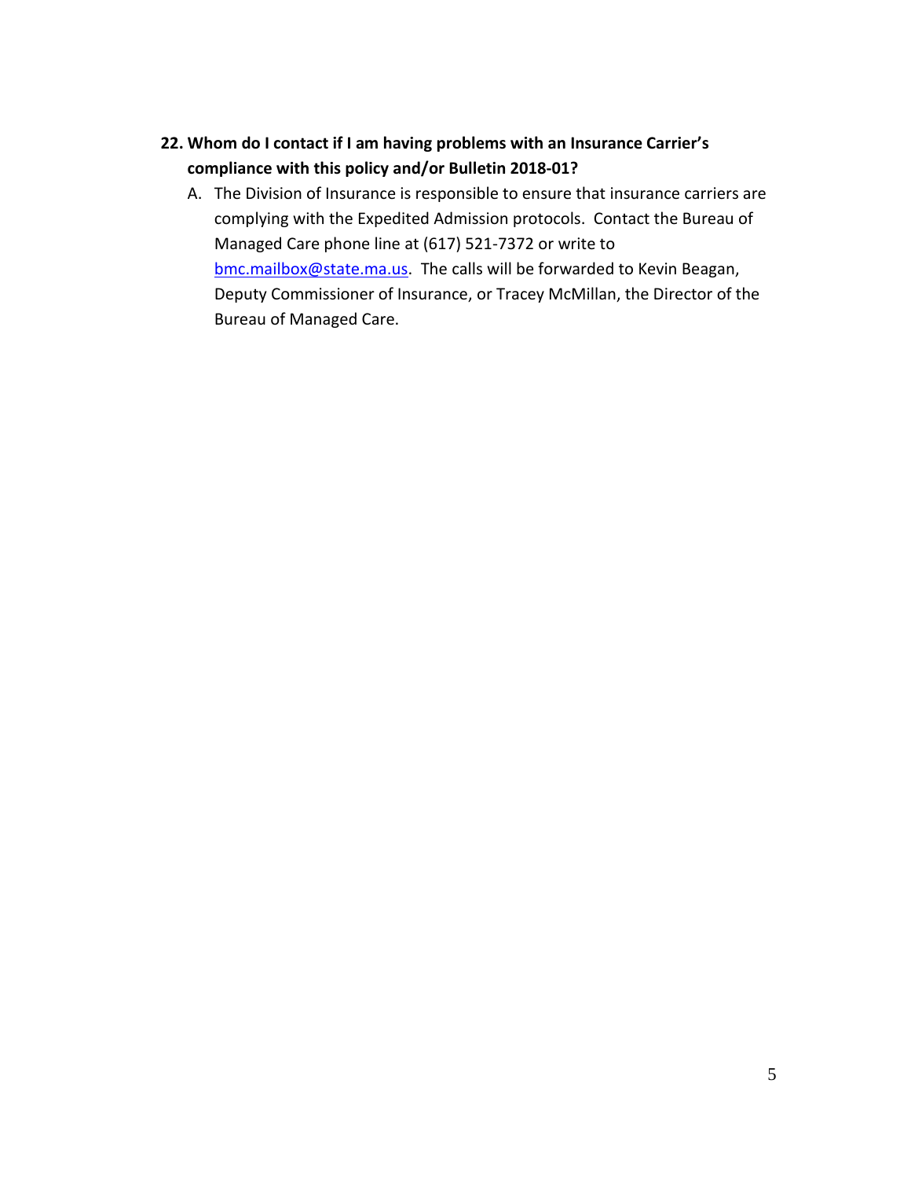**22. Whom do I contact if I am having problems with an Insurance Carrier's compliance with this policy and/or Bulletin 2018-01?**

A. The Division of Insurance is responsible to ensure that insurance carriers are complying with the Expedited Admission protocols. Contact the Bureau of Managed Care phone line at (617) 521-7372 or write to bmc.mailbox@state.ma.us. The calls will be forwarded to Kevin Beagan, Deputy Commissioner of Insurance, or Tracey McMillan, the Director of the Bureau of Managed Care.